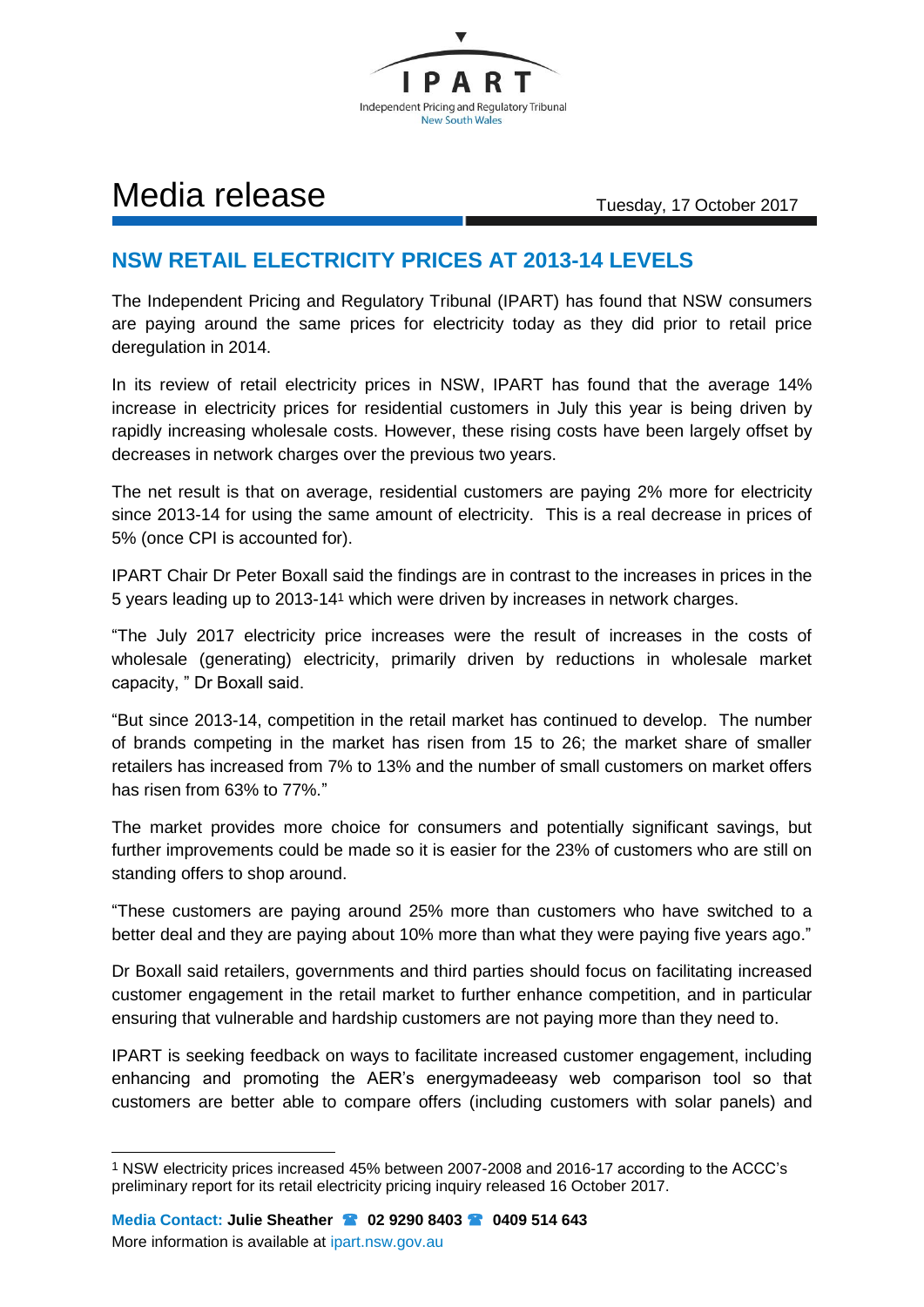IPART

Independent Pricing and Regulatory Tribunal
New South Wales

# Media release

Tuesday, 17 October 2017

## NSW RETAIL ELECTRICITY PRICES AT 2013-14 LEVELS

The Independent Pricing and Regulatory Tribunal (IPART) has found that NSW consumers are paying around the same prices for electricity today as they did prior to retail price deregulation in 2014.

In its review of retail electricity prices in NSW, IPART has found that the average 14% increase in electricity prices for residential customers in July this year is being driven by rapidly increasing wholesale costs. However, these rising costs have been largely offset by decreases in network charges over the previous two years.

The net result is that on average, residential customers are paying 2% more for electricity since 2013-14 for using the same amount of electricity. This is a real decrease in prices of 5% (once CPI is accounted for).

IPART Chair Dr Peter Boxall said the findings are in contrast to the increases in prices in the 5 years leading up to 2013-14[1] which were driven by increases in network charges.

"The July 2017 electricity price increases were the result of increases in the costs of wholesale (generating) electricity, primarily driven by reductions in wholesale market capacity, " Dr Boxall said.

"But since 2013-14, competition in the retail market has continued to develop. The number of brands competing in the market has risen from 15 to 26; the market share of smaller retailers has increased from 7% to 13% and the number of small customers on market offers has risen from 63% to 77%."

The market provides more choice for consumers and potentially significant savings, but further improvements could be made so it is easier for the 23% of customers who are still on standing offers to shop around.

"These customers are paying around 25% more than customers who have switched to a better deal and they are paying about 10% more than what they were paying five years ago."

Dr Boxall said retailers, governments and third parties should focus on facilitating increased customer engagement in the retail market to further enhance competition, and in particular ensuring that vulnerable and hardship customers are not paying more than they need to.

IPART is seeking feedback on ways to facilitate increased customer engagement, including enhancing and promoting the AER's energymadeeasy web comparison tool so that customers are better able to compare offers (including customers with solar panels) and

[1] NSW electricity prices increased 45% between 2007-2008 and 2016-17 according to the ACCC's preliminary report for its retail electricity pricing inquiry released 16 October 2017.

**Media Contact: Julie Sheather** ☎ **02 9290 8403** ☎ **0409 514 643**
More information is available at ipart.nsw.gov.au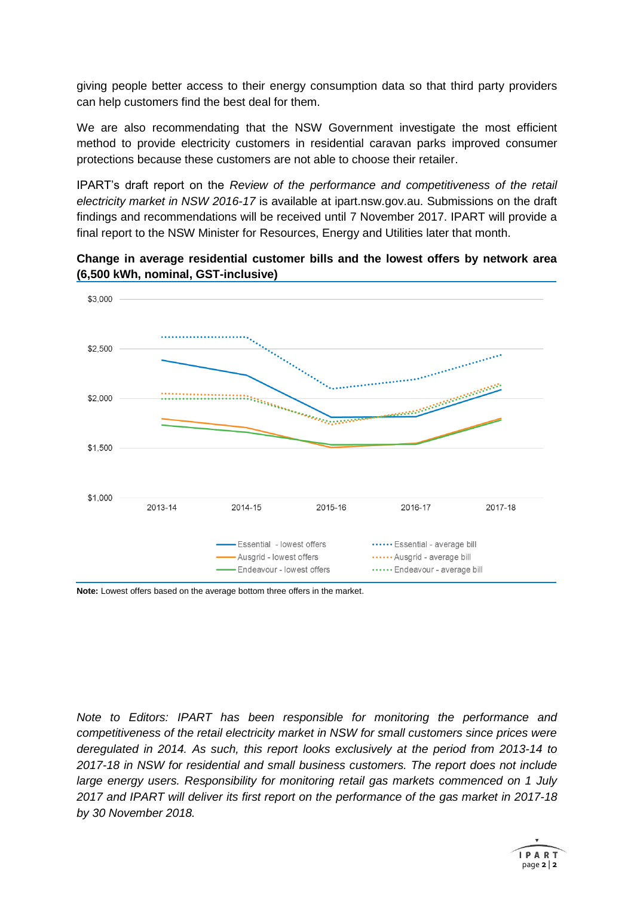giving people better access to their energy consumption data so that third party providers can help customers find the best deal for them.

We are also recommendating that the NSW Government investigate the most efficient method to provide electricity customers in residential caravan parks improved consumer protections because these customers are not able to choose their retailer.

IPART's draft report on the *Review of the performance and competitiveness of the retail electricity market in NSW 2016-17* is available at ipart.nsw.gov.au. Submissions on the draft findings and recommendations will be received until 7 November 2017. IPART will provide a final report to the NSW Minister for Resources, Energy and Utilities later that month.

**Change in average residential customer bills and the lowest offers by network area (6,500 kWh, nominal, GST-inclusive)**

$3,000
$2,500
$2,000
$1,500
$1,000

2013-14
2014-15
2015-16
2016-17
2017-18

Essential - lowest offers
Essential - average bill
Ausgrid - lowest offers
Ausgrid - average bill
Endeavour - lowest offers
Endeavour - average bill

**Note:** Lowest offers based on the average bottom three offers in the market.

*Note to Editors: IPART has been responsible for monitoring the performance and competitiveness of the retail electricity market in NSW for small customers since prices were deregulated in 2014. As such, this report looks exclusively at the period from 2013-14 to 2017-18 in NSW for residential and small business customers. The report does not include large energy users. Responsibility for monitoring retail gas markets commenced on 1 July 2017 and IPART will deliver its first report on the performance of the gas market in 2017-18 by 30 November 2018.*